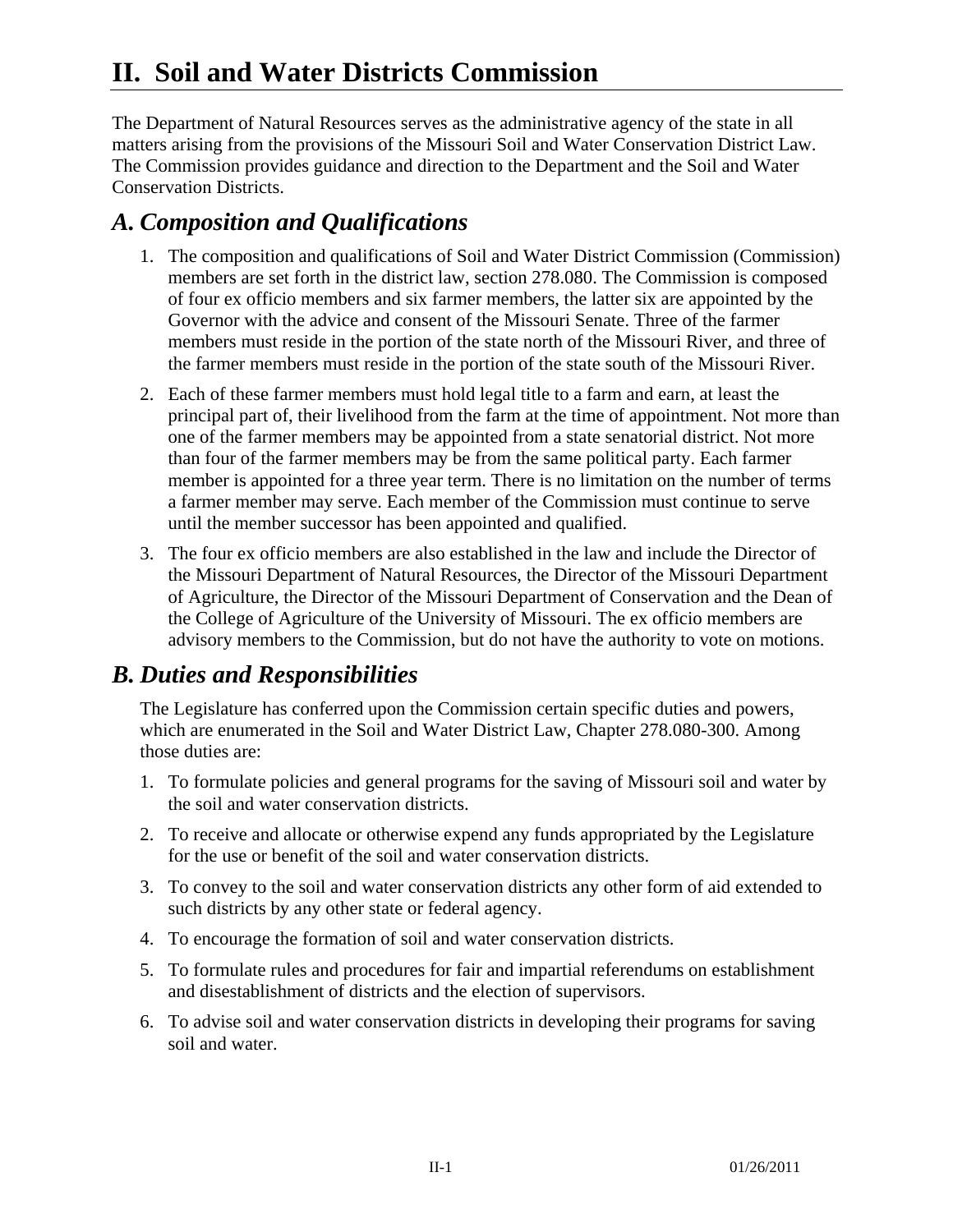# II. Soil and Water Districts Commission

The Department of Natural Resources serves as the administrative agency of the state in all matters arising from the provisions of the Missouri Soil and Water Conservation District Law. The Commission provides guidance and direction to the Department and the Soil and Water Conservation Districts.

## *A. Composition and Qualifications*

1. The composition and qualifications of Soil and Water District Commission (Commission) members are set forth in the district law, section 278.080. The Commission is composed of four ex officio members and six farmer members, the latter six are appointed by the Governor with the advice and consent of the Missouri Senate. Three of the farmer members must reside in the portion of the state north of the Missouri River, and three of the farmer members must reside in the portion of the state south of the Missouri River.

2. Each of these farmer members must hold legal title to a farm and earn, at least the principal part of, their livelihood from the farm at the time of appointment. Not more than one of the farmer members may be appointed from a state senatorial district. Not more than four of the farmer members may be from the same political party. Each farmer member is appointed for a three year term. There is no limitation on the number of terms a farmer member may serve. Each member of the Commission must continue to serve until the member successor has been appointed and qualified.

3. The four ex officio members are also established in the law and include the Director of the Missouri Department of Natural Resources, the Director of the Missouri Department of Agriculture, the Director of the Missouri Department of Conservation and the Dean of the College of Agriculture of the University of Missouri. The ex officio members are advisory members to the Commission, but do not have the authority to vote on motions.

## *B. Duties and Responsibilities*

The Legislature has conferred upon the Commission certain specific duties and powers, which are enumerated in the Soil and Water District Law, Chapter 278.080-300. Among those duties are:

1. To formulate policies and general programs for the saving of Missouri soil and water by the soil and water conservation districts.

2. To receive and allocate or otherwise expend any funds appropriated by the Legislature for the use or benefit of the soil and water conservation districts.

3. To convey to the soil and water conservation districts any other form of aid extended to such districts by any other state or federal agency.

4. To encourage the formation of soil and water conservation districts.

5. To formulate rules and procedures for fair and impartial referendums on establishment and disestablishment of districts and the election of supervisors.

6. To advise soil and water conservation districts in developing their programs for saving soil and water.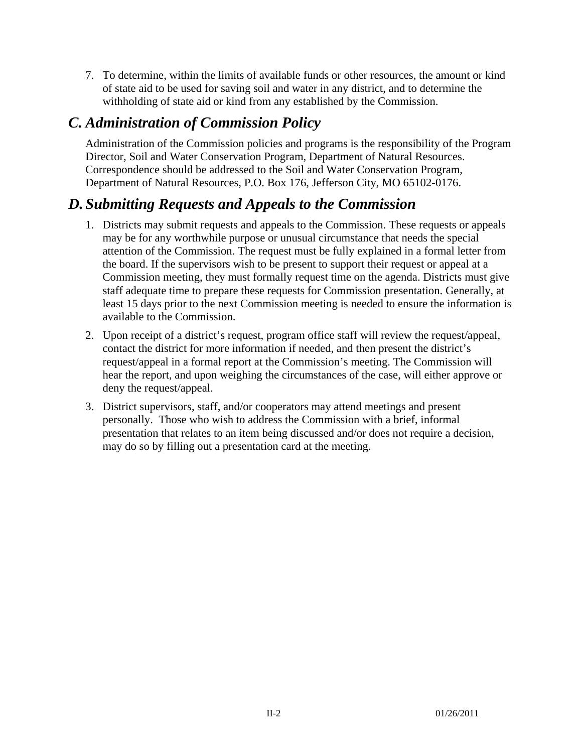7. To determine, within the limits of available funds or other resources, the amount or kind of state aid to be used for saving soil and water in any district, and to determine the withholding of state aid or kind from any established by the Commission.

## *C. Administration of Commission Policy*

Administration of the Commission policies and programs is the responsibility of the Program Director, Soil and Water Conservation Program, Department of Natural Resources. Correspondence should be addressed to the Soil and Water Conservation Program, Department of Natural Resources, P.O. Box 176, Jefferson City, MO 65102-0176.

## *D. Submitting Requests and Appeals to the Commission*

1. Districts may submit requests and appeals to the Commission. These requests or appeals may be for any worthwhile purpose or unusual circumstance that needs the special attention of the Commission. The request must be fully explained in a formal letter from the board. If the supervisors wish to be present to support their request or appeal at a Commission meeting, they must formally request time on the agenda. Districts must give staff adequate time to prepare these requests for Commission presentation. Generally, at least 15 days prior to the next Commission meeting is needed to ensure the information is available to the Commission.
2. Upon receipt of a district's request, program office staff will review the request/appeal, contact the district for more information if needed, and then present the district's request/appeal in a formal report at the Commission's meeting. The Commission will hear the report, and upon weighing the circumstances of the case, will either approve or deny the request/appeal.
3. District supervisors, staff, and/or cooperators may attend meetings and present personally. Those who wish to address the Commission with a brief, informal presentation that relates to an item being discussed and/or does not require a decision, may do so by filling out a presentation card at the meeting.